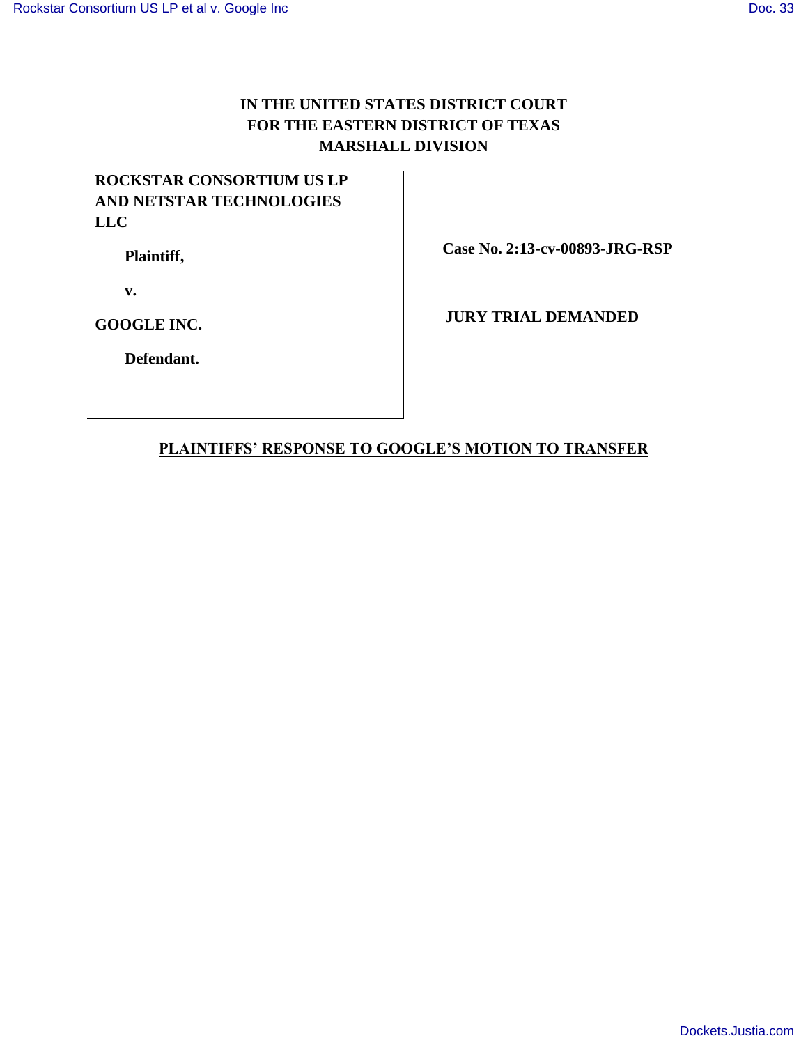**IN THE UNITED STATES DISTRICT COURT**
**FOR THE EASTERN DISTRICT OF TEXAS**
**MARSHALL DIVISION**

| | |
|---|---|
| **ROCKSTAR CONSORTIUM US LP AND NETSTAR TECHNOLOGIES LLC**<br><br>**Plaintiff,**<br><br>**v.**<br><br>**GOOGLE INC.**<br><br>**Defendant.** | **Case No. 2:13-cv-00893-JRG-RSP**<br><br>**JURY TRIAL DEMANDED** |

**PLAINTIFFS' RESPONSE TO GOOGLE'S MOTION TO TRANSFER**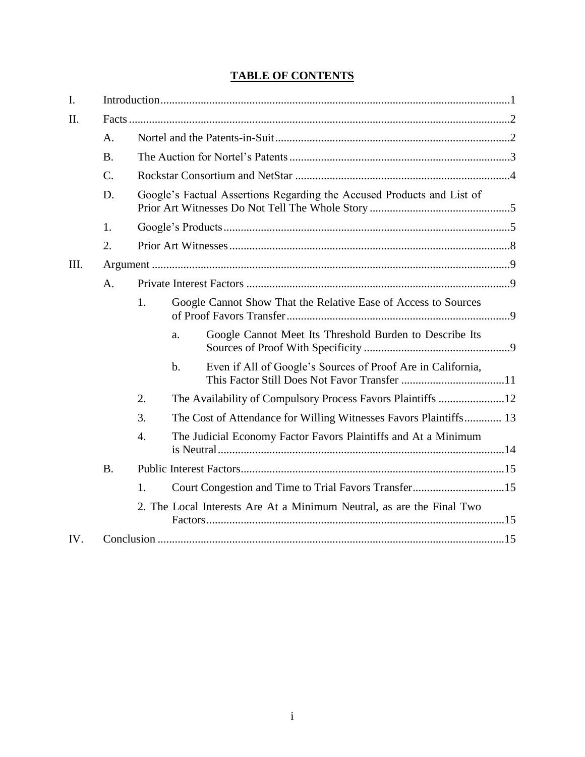## TABLE OF CONTENTS

- I. Introduction ........ 1
- II. Facts ........ 2
  - A. Nortel and the Patents-in-Suit ........ 2
  - B. The Auction for Nortel's Patents ........ 3
  - C. Rockstar Consortium and NetStar ........ 4
  - D. Google's Factual Assertions Regarding the Accused Products and List of Prior Art Witnesses Do Not Tell The Whole Story ........ 5
  - 1. Google's Products ........ 5
  - 2. Prior Art Witnesses ........ 8
- III. Argument ........ 9
  - A. Private Interest Factors ........ 9
    - 1. Google Cannot Show That the Relative Ease of Access to Sources of Proof Favors Transfer ........ 9
      - a. Google Cannot Meet Its Threshold Burden to Describe Its Sources of Proof With Specificity ........ 9
      - b. Even if All of Google's Sources of Proof Are in California, This Factor Still Does Not Favor Transfer ........ 11
    - 2. The Availability of Compulsory Process Favors Plaintiffs ........ 12
    - 3. The Cost of Attendance for Willing Witnesses Favors Plaintiffs ........ 13
    - 4. The Judicial Economy Factor Favors Plaintiffs and At a Minimum is Neutral ........ 14
  - B. Public Interest Factors ........ 15
    - 1. Court Congestion and Time to Trial Favors Transfer ........ 15
    - 2. The Local Interests Are At a Minimum Neutral, as are the Final Two Factors ........ 15
- IV. Conclusion ........ 15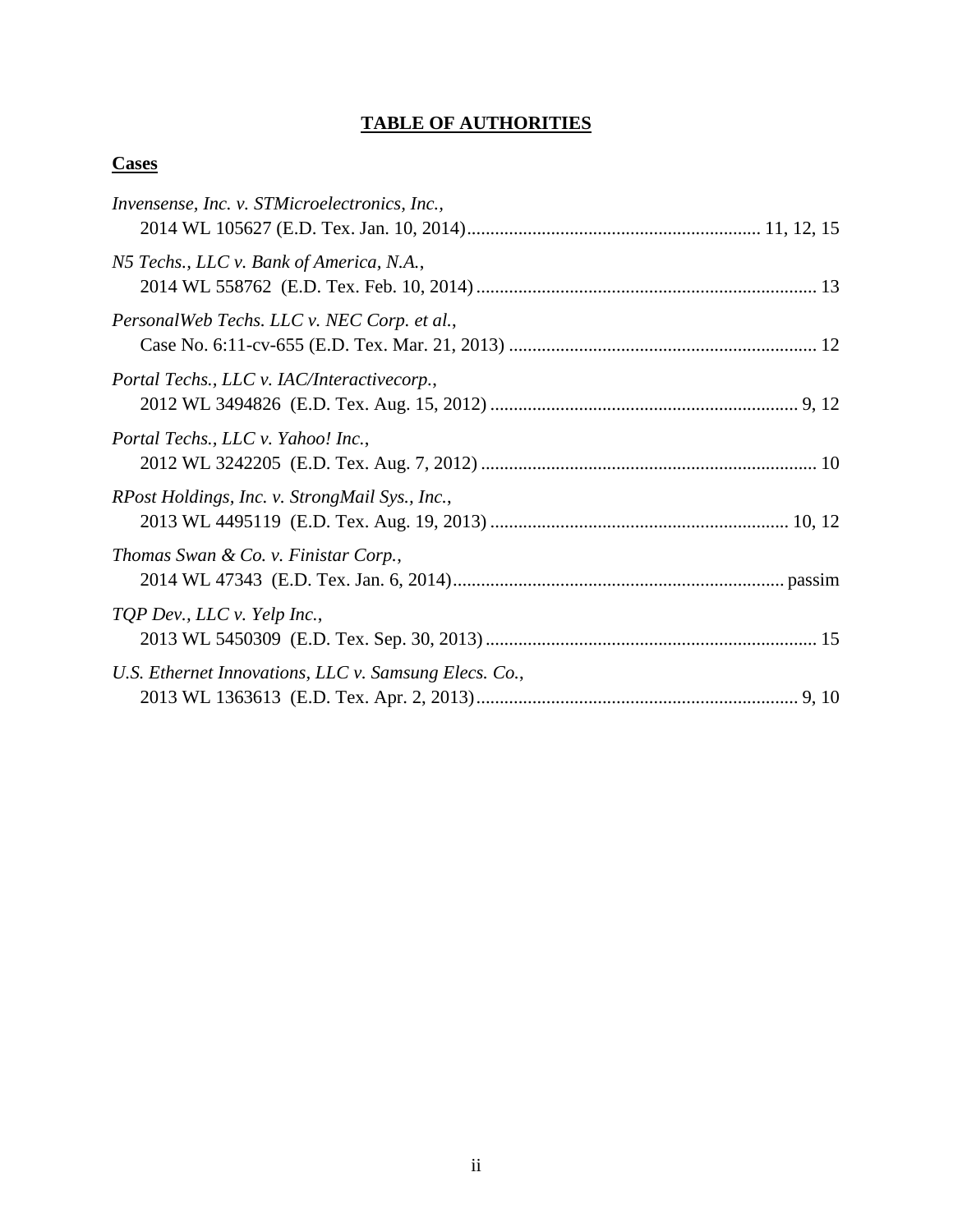# TABLE OF AUTHORITIES

## Cases

*Invensense, Inc. v. STMicroelectronics, Inc.*,
2014 WL 105627 (E.D. Tex. Jan. 10, 2014) ............................................................... 11, 12, 15

*N5 Techs., LLC v. Bank of America, N.A.*,
2014 WL 558762 (E.D. Tex. Feb. 10, 2014) ......................................................................... 13

*PersonalWeb Techs. LLC v. NEC Corp. et al.*,
Case No. 6:11-cv-655 (E.D. Tex. Mar. 21, 2013) .................................................................. 12

*Portal Techs., LLC v. IAC/Interactivecorp.*,
2012 WL 3494826 (E.D. Tex. Aug. 15, 2012) .................................................................. 9, 12

*Portal Techs., LLC v. Yahoo! Inc.*,
2012 WL 3242205 (E.D. Tex. Aug. 7, 2012) ........................................................................ 10

*RPost Holdings, Inc. v. StrongMail Sys., Inc.*,
2013 WL 4495119 (E.D. Tex. Aug. 19, 2013) ................................................................ 10, 12

*Thomas Swan & Co. v. Finistar Corp.*,
2014 WL 47343 (E.D. Tex. Jan. 6, 2014) ....................................................................... passim

*TQP Dev., LLC v. Yelp Inc.*,
2013 WL 5450309 (E.D. Tex. Sep. 30, 2013) ....................................................................... 15

*U.S. Ethernet Innovations, LLC v. Samsung Elecs. Co.*,
2013 WL 1363613 (E.D. Tex. Apr. 2, 2013) ..................................................................... 9, 10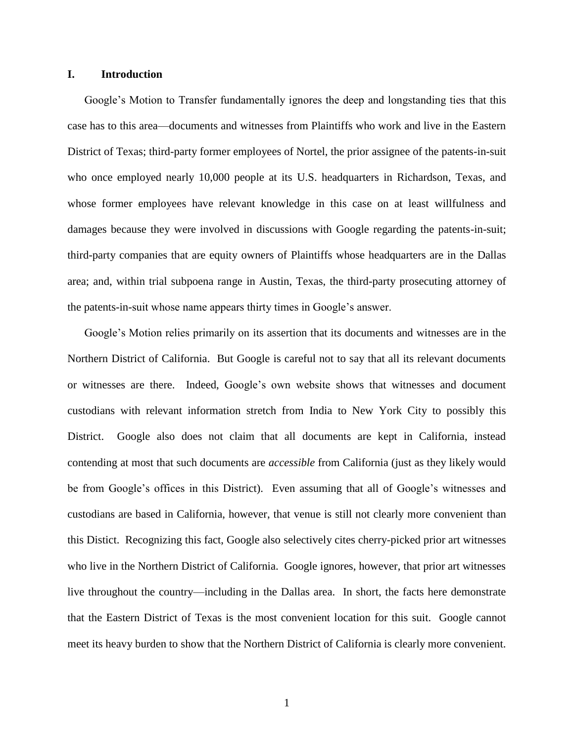## I. Introduction

Google's Motion to Transfer fundamentally ignores the deep and longstanding ties that this case has to this area—documents and witnesses from Plaintiffs who work and live in the Eastern District of Texas; third-party former employees of Nortel, the prior assignee of the patents-in-suit who once employed nearly 10,000 people at its U.S. headquarters in Richardson, Texas, and whose former employees have relevant knowledge in this case on at least willfulness and damages because they were involved in discussions with Google regarding the patents-in-suit; third-party companies that are equity owners of Plaintiffs whose headquarters are in the Dallas area; and, within trial subpoena range in Austin, Texas, the third-party prosecuting attorney of the patents-in-suit whose name appears thirty times in Google's answer.

Google's Motion relies primarily on its assertion that its documents and witnesses are in the Northern District of California. But Google is careful not to say that all its relevant documents or witnesses are there. Indeed, Google's own website shows that witnesses and document custodians with relevant information stretch from India to New York City to possibly this District. Google also does not claim that all documents are kept in California, instead contending at most that such documents are *accessible* from California (just as they likely would be from Google's offices in this District). Even assuming that all of Google's witnesses and custodians are based in California, however, that venue is still not clearly more convenient than this Distict. Recognizing this fact, Google also selectively cites cherry-picked prior art witnesses who live in the Northern District of California. Google ignores, however, that prior art witnesses live throughout the country—including in the Dallas area. In short, the facts here demonstrate that the Eastern District of Texas is the most convenient location for this suit. Google cannot meet its heavy burden to show that the Northern District of California is clearly more convenient.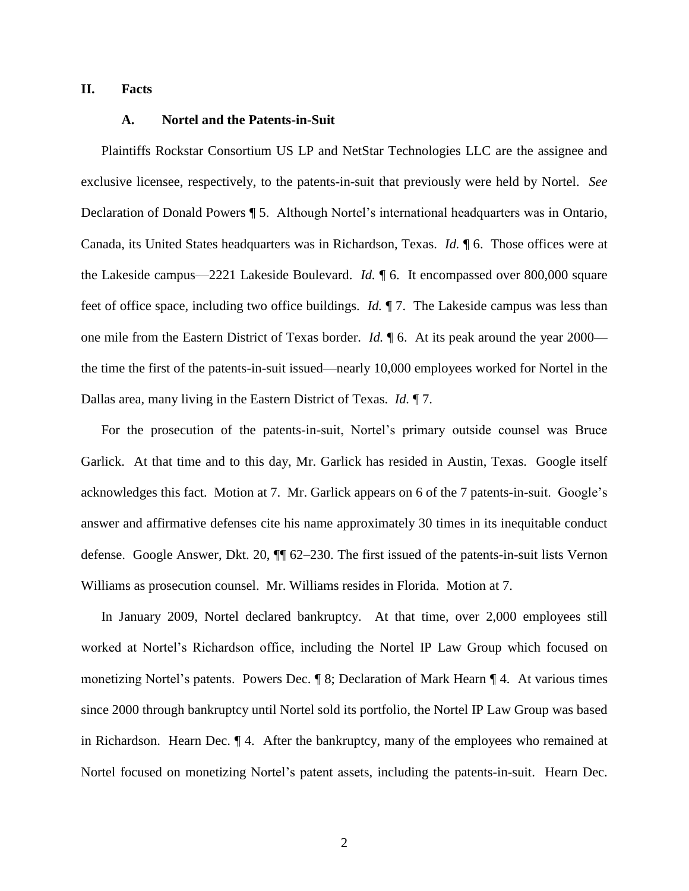## II. Facts

### A. Nortel and the Patents-in-Suit

Plaintiffs Rockstar Consortium US LP and NetStar Technologies LLC are the assignee and exclusive licensee, respectively, to the patents-in-suit that previously were held by Nortel. *See* Declaration of Donald Powers ¶ 5. Although Nortel's international headquarters was in Ontario, Canada, its United States headquarters was in Richardson, Texas. *Id.* ¶ 6. Those offices were at the Lakeside campus—2221 Lakeside Boulevard. *Id.* ¶ 6. It encompassed over 800,000 square feet of office space, including two office buildings. *Id.* ¶ 7. The Lakeside campus was less than one mile from the Eastern District of Texas border. *Id.* ¶ 6. At its peak around the year 2000—the time the first of the patents-in-suit issued—nearly 10,000 employees worked for Nortel in the Dallas area, many living in the Eastern District of Texas. *Id.* ¶ 7.

For the prosecution of the patents-in-suit, Nortel's primary outside counsel was Bruce Garlick. At that time and to this day, Mr. Garlick has resided in Austin, Texas. Google itself acknowledges this fact. Motion at 7. Mr. Garlick appears on 6 of the 7 patents-in-suit. Google's answer and affirmative defenses cite his name approximately 30 times in its inequitable conduct defense. Google Answer, Dkt. 20, ¶¶ 62–230. The first issued of the patents-in-suit lists Vernon Williams as prosecution counsel. Mr. Williams resides in Florida. Motion at 7.

In January 2009, Nortel declared bankruptcy. At that time, over 2,000 employees still worked at Nortel's Richardson office, including the Nortel IP Law Group which focused on monetizing Nortel's patents. Powers Dec. ¶ 8; Declaration of Mark Hearn ¶ 4. At various times since 2000 through bankruptcy until Nortel sold its portfolio, the Nortel IP Law Group was based in Richardson. Hearn Dec. ¶ 4. After the bankruptcy, many of the employees who remained at Nortel focused on monetizing Nortel's patent assets, including the patents-in-suit. Hearn Dec.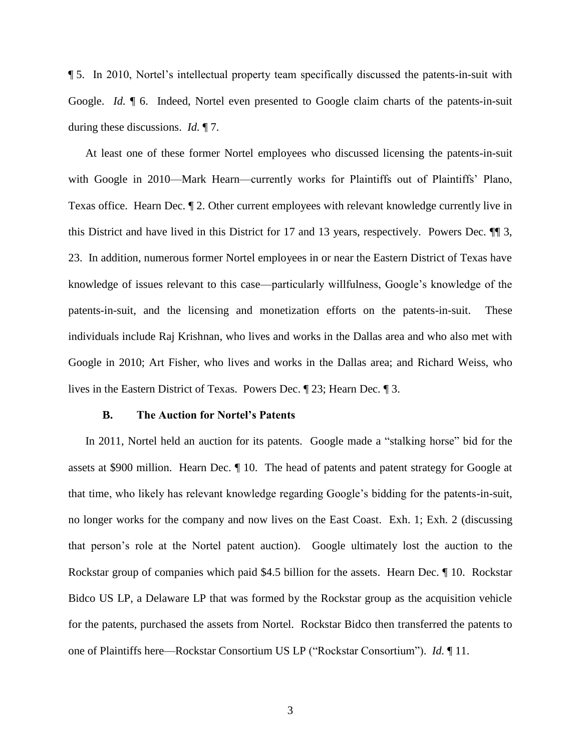¶ 5. In 2010, Nortel's intellectual property team specifically discussed the patents-in-suit with Google. *Id.* ¶ 6. Indeed, Nortel even presented to Google claim charts of the patents-in-suit during these discussions. *Id.* ¶ 7.

At least one of these former Nortel employees who discussed licensing the patents-in-suit with Google in 2010—Mark Hearn—currently works for Plaintiffs out of Plaintiffs' Plano, Texas office. Hearn Dec. ¶ 2. Other current employees with relevant knowledge currently live in this District and have lived in this District for 17 and 13 years, respectively. Powers Dec. ¶¶ 3, 23. In addition, numerous former Nortel employees in or near the Eastern District of Texas have knowledge of issues relevant to this case—particularly willfulness, Google's knowledge of the patents-in-suit, and the licensing and monetization efforts on the patents-in-suit. These individuals include Raj Krishnan, who lives and works in the Dallas area and who also met with Google in 2010; Art Fisher, who lives and works in the Dallas area; and Richard Weiss, who lives in the Eastern District of Texas. Powers Dec. ¶ 23; Hearn Dec. ¶ 3.

### B. The Auction for Nortel's Patents

In 2011, Nortel held an auction for its patents. Google made a "stalking horse" bid for the assets at $900 million. Hearn Dec. ¶ 10. The head of patents and patent strategy for Google at that time, who likely has relevant knowledge regarding Google's bidding for the patents-in-suit, no longer works for the company and now lives on the East Coast. Exh. 1; Exh. 2 (discussing that person's role at the Nortel patent auction). Google ultimately lost the auction to the Rockstar group of companies which paid $4.5 billion for the assets. Hearn Dec. ¶ 10. Rockstar Bidco US LP, a Delaware LP that was formed by the Rockstar group as the acquisition vehicle for the patents, purchased the assets from Nortel. Rockstar Bidco then transferred the patents to one of Plaintiffs here—Rockstar Consortium US LP ("Rockstar Consortium"). *Id.* ¶ 11.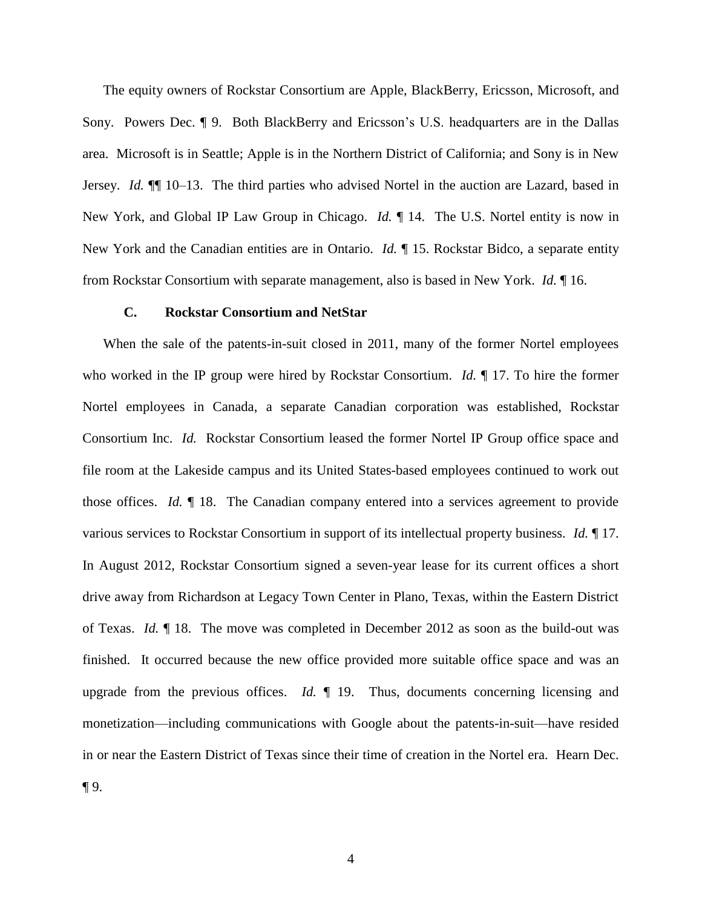The equity owners of Rockstar Consortium are Apple, BlackBerry, Ericsson, Microsoft, and Sony. Powers Dec. ¶ 9. Both BlackBerry and Ericsson's U.S. headquarters are in the Dallas area. Microsoft is in Seattle; Apple is in the Northern District of California; and Sony is in New Jersey. *Id.* ¶¶ 10–13. The third parties who advised Nortel in the auction are Lazard, based in New York, and Global IP Law Group in Chicago. *Id.* ¶ 14. The U.S. Nortel entity is now in New York and the Canadian entities are in Ontario. *Id.* ¶ 15. Rockstar Bidco, a separate entity from Rockstar Consortium with separate management, also is based in New York. *Id.* ¶ 16.

### C. Rockstar Consortium and NetStar

When the sale of the patents-in-suit closed in 2011, many of the former Nortel employees who worked in the IP group were hired by Rockstar Consortium. *Id.* ¶ 17. To hire the former Nortel employees in Canada, a separate Canadian corporation was established, Rockstar Consortium Inc. *Id.* Rockstar Consortium leased the former Nortel IP Group office space and file room at the Lakeside campus and its United States-based employees continued to work out those offices. *Id.* ¶ 18. The Canadian company entered into a services agreement to provide various services to Rockstar Consortium in support of its intellectual property business. *Id.* ¶ 17. In August 2012, Rockstar Consortium signed a seven-year lease for its current offices a short drive away from Richardson at Legacy Town Center in Plano, Texas, within the Eastern District of Texas. *Id.* ¶ 18. The move was completed in December 2012 as soon as the build-out was finished. It occurred because the new office provided more suitable office space and was an upgrade from the previous offices. *Id.* ¶ 19. Thus, documents concerning licensing and monetization—including communications with Google about the patents-in-suit—have resided in or near the Eastern District of Texas since their time of creation in the Nortel era. Hearn Dec. ¶ 9.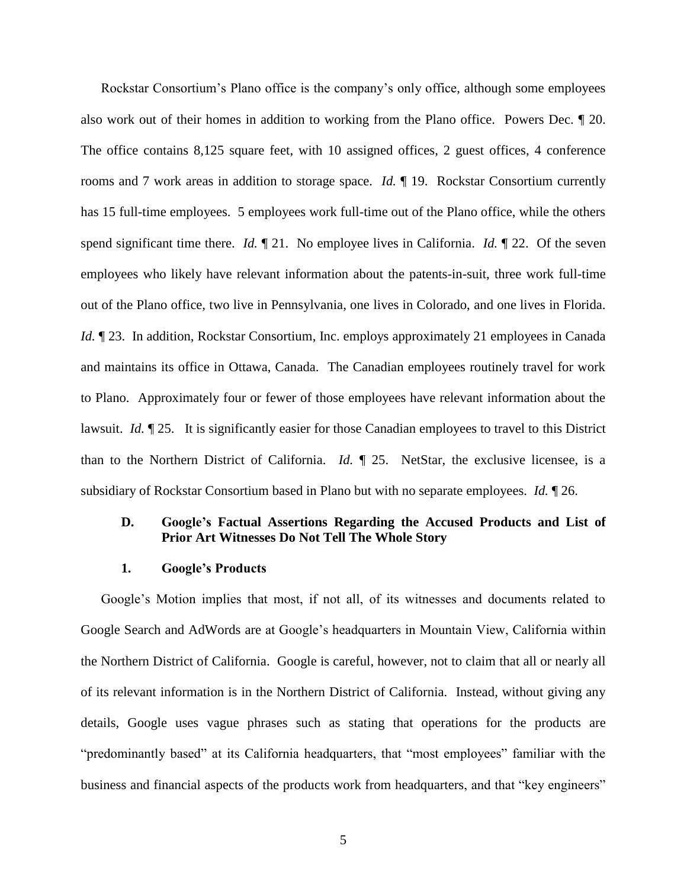Rockstar Consortium's Plano office is the company's only office, although some employees also work out of their homes in addition to working from the Plano office. Powers Dec. ¶ 20. The office contains 8,125 square feet, with 10 assigned offices, 2 guest offices, 4 conference rooms and 7 work areas in addition to storage space. *Id.* ¶ 19. Rockstar Consortium currently has 15 full-time employees. 5 employees work full-time out of the Plano office, while the others spend significant time there. *Id.* ¶ 21. No employee lives in California. *Id.* ¶ 22. Of the seven employees who likely have relevant information about the patents-in-suit, three work full-time out of the Plano office, two live in Pennsylvania, one lives in Colorado, and one lives in Florida. *Id.* ¶ 23. In addition, Rockstar Consortium, Inc. employs approximately 21 employees in Canada and maintains its office in Ottawa, Canada. The Canadian employees routinely travel for work to Plano. Approximately four or fewer of those employees have relevant information about the lawsuit. *Id.* ¶ 25. It is significantly easier for those Canadian employees to travel to this District than to the Northern District of California. *Id.* ¶ 25. NetStar, the exclusive licensee, is a subsidiary of Rockstar Consortium based in Plano but with no separate employees. *Id.* ¶ 26.

### D. Google's Factual Assertions Regarding the Accused Products and List of Prior Art Witnesses Do Not Tell The Whole Story

#### 1. Google's Products

Google's Motion implies that most, if not all, of its witnesses and documents related to Google Search and AdWords are at Google's headquarters in Mountain View, California within the Northern District of California. Google is careful, however, not to claim that all or nearly all of its relevant information is in the Northern District of California. Instead, without giving any details, Google uses vague phrases such as stating that operations for the products are "predominantly based" at its California headquarters, that "most employees" familiar with the business and financial aspects of the products work from headquarters, and that "key engineers"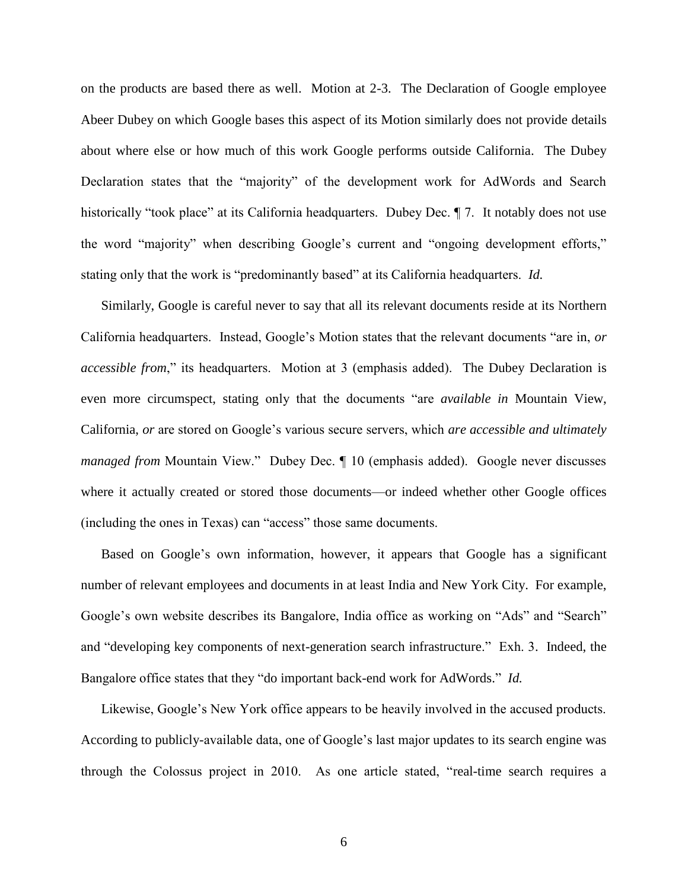on the products are based there as well. Motion at 2-3. The Declaration of Google employee Abeer Dubey on which Google bases this aspect of its Motion similarly does not provide details about where else or how much of this work Google performs outside California. The Dubey Declaration states that the "majority" of the development work for AdWords and Search historically "took place" at its California headquarters. Dubey Dec. ¶ 7. It notably does not use the word "majority" when describing Google's current and "ongoing development efforts," stating only that the work is "predominantly based" at its California headquarters. *Id.*

Similarly, Google is careful never to say that all its relevant documents reside at its Northern California headquarters. Instead, Google's Motion states that the relevant documents "are in, *or accessible from*," its headquarters. Motion at 3 (emphasis added). The Dubey Declaration is even more circumspect, stating only that the documents "are *available in* Mountain View, California, *or* are stored on Google's various secure servers, which *are accessible and ultimately managed from* Mountain View." Dubey Dec. ¶ 10 (emphasis added). Google never discusses where it actually created or stored those documents—or indeed whether other Google offices (including the ones in Texas) can "access" those same documents.

Based on Google's own information, however, it appears that Google has a significant number of relevant employees and documents in at least India and New York City. For example, Google's own website describes its Bangalore, India office as working on "Ads" and "Search" and "developing key components of next-generation search infrastructure." Exh. 3. Indeed, the Bangalore office states that they "do important back-end work for AdWords." *Id.*

Likewise, Google's New York office appears to be heavily involved in the accused products. According to publicly-available data, one of Google's last major updates to its search engine was through the Colossus project in 2010. As one article stated, "real-time search requires a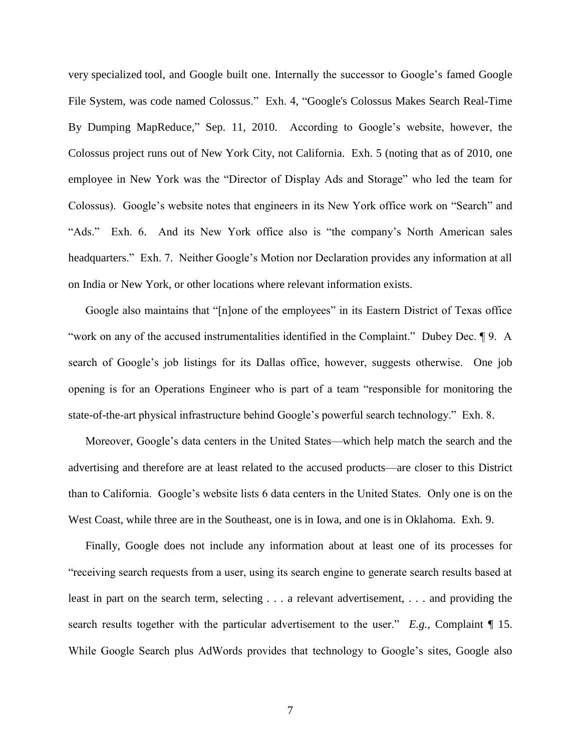very specialized tool, and Google built one. Internally the successor to Google's famed Google File System, was code named Colossus." Exh. 4, "Google's Colossus Makes Search Real-Time By Dumping MapReduce," Sep. 11, 2010. According to Google's website, however, the Colossus project runs out of New York City, not California. Exh. 5 (noting that as of 2010, one employee in New York was the "Director of Display Ads and Storage" who led the team for Colossus). Google's website notes that engineers in its New York office work on "Search" and "Ads." Exh. 6. And its New York office also is "the company's North American sales headquarters." Exh. 7. Neither Google's Motion nor Declaration provides any information at all on India or New York, or other locations where relevant information exists.

Google also maintains that "[n]one of the employees" in its Eastern District of Texas office "work on any of the accused instrumentalities identified in the Complaint." Dubey Dec. ¶ 9. A search of Google's job listings for its Dallas office, however, suggests otherwise. One job opening is for an Operations Engineer who is part of a team "responsible for monitoring the state-of-the-art physical infrastructure behind Google's powerful search technology." Exh. 8.

Moreover, Google's data centers in the United States—which help match the search and the advertising and therefore are at least related to the accused products—are closer to this District than to California. Google's website lists 6 data centers in the United States. Only one is on the West Coast, while three are in the Southeast, one is in Iowa, and one is in Oklahoma. Exh. 9.

Finally, Google does not include any information about at least one of its processes for "receiving search requests from a user, using its search engine to generate search results based at least in part on the search term, selecting . . . a relevant advertisement, . . . and providing the search results together with the particular advertisement to the user." *E.g.,* Complaint ¶ 15. While Google Search plus AdWords provides that technology to Google's sites, Google also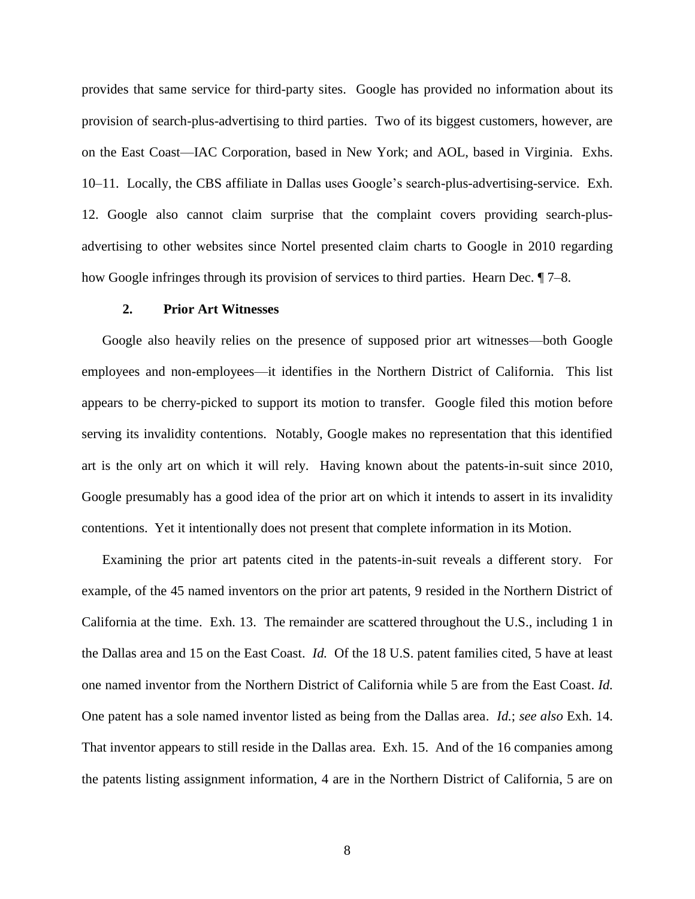provides that same service for third-party sites. Google has provided no information about its provision of search-plus-advertising to third parties. Two of its biggest customers, however, are on the East Coast—IAC Corporation, based in New York; and AOL, based in Virginia. Exhs. 10–11. Locally, the CBS affiliate in Dallas uses Google's search-plus-advertising-service. Exh. 12. Google also cannot claim surprise that the complaint covers providing search-plus-advertising to other websites since Nortel presented claim charts to Google in 2010 regarding how Google infringes through its provision of services to third parties. Hearn Dec. ¶ 7–8.

### 2. Prior Art Witnesses

Google also heavily relies on the presence of supposed prior art witnesses—both Google employees and non-employees—it identifies in the Northern District of California. This list appears to be cherry-picked to support its motion to transfer. Google filed this motion before serving its invalidity contentions. Notably, Google makes no representation that this identified art is the only art on which it will rely. Having known about the patents-in-suit since 2010, Google presumably has a good idea of the prior art on which it intends to assert in its invalidity contentions. Yet it intentionally does not present that complete information in its Motion.

Examining the prior art patents cited in the patents-in-suit reveals a different story. For example, of the 45 named inventors on the prior art patents, 9 resided in the Northern District of California at the time. Exh. 13. The remainder are scattered throughout the U.S., including 1 in the Dallas area and 15 on the East Coast. *Id.* Of the 18 U.S. patent families cited, 5 have at least one named inventor from the Northern District of California while 5 are from the East Coast. *Id.* One patent has a sole named inventor listed as being from the Dallas area. *Id.*; *see also* Exh. 14. That inventor appears to still reside in the Dallas area. Exh. 15. And of the 16 companies among the patents listing assignment information, 4 are in the Northern District of California, 5 are on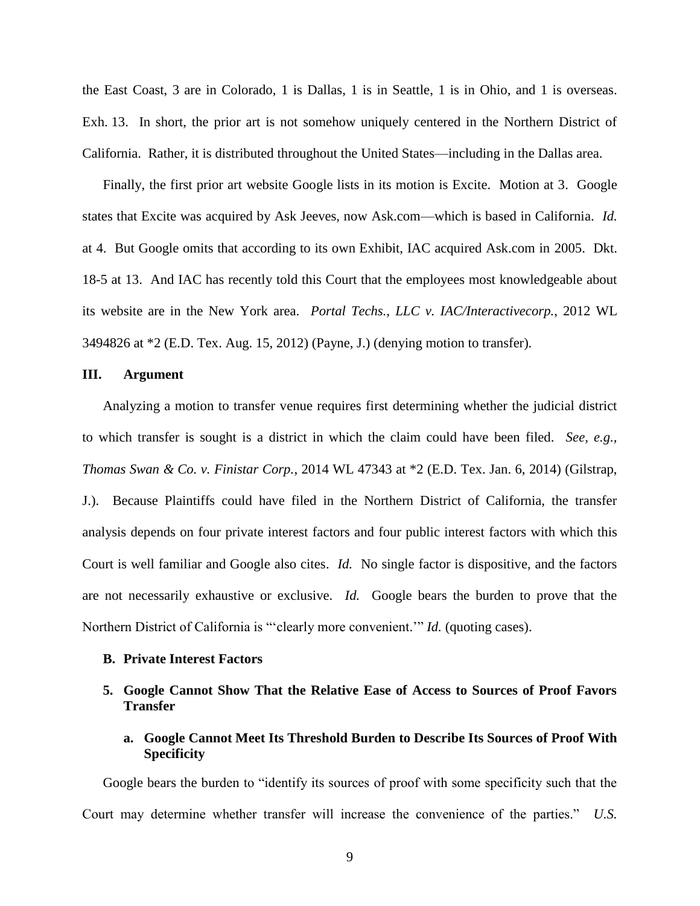the East Coast, 3 are in Colorado, 1 is Dallas, 1 is in Seattle, 1 is in Ohio, and 1 is overseas. Exh. 13. In short, the prior art is not somehow uniquely centered in the Northern District of California. Rather, it is distributed throughout the United States—including in the Dallas area.

Finally, the first prior art website Google lists in its motion is Excite. Motion at 3. Google states that Excite was acquired by Ask Jeeves, now Ask.com—which is based in California. *Id.* at 4. But Google omits that according to its own Exhibit, IAC acquired Ask.com in 2005. Dkt. 18-5 at 13. And IAC has recently told this Court that the employees most knowledgeable about its website are in the New York area. *Portal Techs., LLC v. IAC/Interactivecorp.*, 2012 WL 3494826 at *2 (E.D. Tex. Aug. 15, 2012) (Payne, J.) (denying motion to transfer).

## III. Argument

Analyzing a motion to transfer venue requires first determining whether the judicial district to which transfer is sought is a district in which the claim could have been filed. *See, e.g., Thomas Swan & Co. v. Finistar Corp.*, 2014 WL 47343 at *2 (E.D. Tex. Jan. 6, 2014) (Gilstrap, J.). Because Plaintiffs could have filed in the Northern District of California, the transfer analysis depends on four private interest factors and four public interest factors with which this Court is well familiar and Google also cites. *Id.* No single factor is dispositive, and the factors are not necessarily exhaustive or exclusive. *Id.* Google bears the burden to prove that the Northern District of California is "'clearly more convenient.'" *Id.* (quoting cases).

### B. Private Interest Factors

#### 5. Google Cannot Show That the Relative Ease of Access to Sources of Proof Favors Transfer

##### a. Google Cannot Meet Its Threshold Burden to Describe Its Sources of Proof With Specificity

Google bears the burden to "identify its sources of proof with some specificity such that the Court may determine whether transfer will increase the convenience of the parties." *U.S.*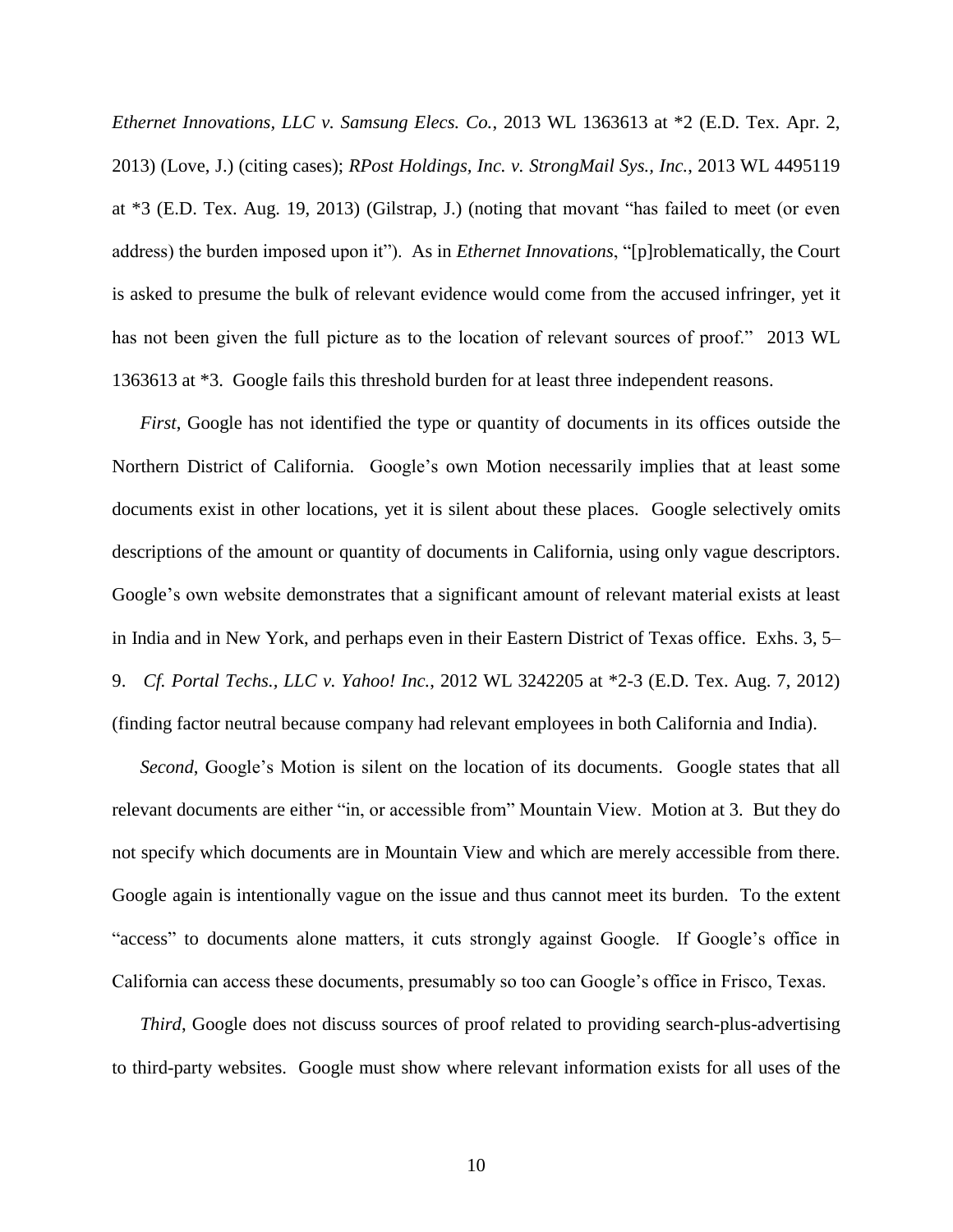*Ethernet Innovations, LLC v. Samsung Elecs. Co.*, 2013 WL 1363613 at *2 (E.D. Tex. Apr. 2, 2013) (Love, J.) (citing cases); *RPost Holdings, Inc. v. StrongMail Sys., Inc.*, 2013 WL 4495119 at *3 (E.D. Tex. Aug. 19, 2013) (Gilstrap, J.) (noting that movant "has failed to meet (or even address) the burden imposed upon it"). As in *Ethernet Innovations*, "[p]roblematically, the Court is asked to presume the bulk of relevant evidence would come from the accused infringer, yet it has not been given the full picture as to the location of relevant sources of proof." 2013 WL 1363613 at *3. Google fails this threshold burden for at least three independent reasons.

*First*, Google has not identified the type or quantity of documents in its offices outside the Northern District of California. Google's own Motion necessarily implies that at least some documents exist in other locations, yet it is silent about these places. Google selectively omits descriptions of the amount or quantity of documents in California, using only vague descriptors. Google's own website demonstrates that a significant amount of relevant material exists at least in India and in New York, and perhaps even in their Eastern District of Texas office. Exhs. 3, 5–9. *Cf. Portal Techs., LLC v. Yahoo! Inc.*, 2012 WL 3242205 at *2-3 (E.D. Tex. Aug. 7, 2012) (finding factor neutral because company had relevant employees in both California and India).

*Second*, Google's Motion is silent on the location of its documents. Google states that all relevant documents are either "in, or accessible from" Mountain View. Motion at 3. But they do not specify which documents are in Mountain View and which are merely accessible from there. Google again is intentionally vague on the issue and thus cannot meet its burden. To the extent "access" to documents alone matters, it cuts strongly against Google. If Google's office in California can access these documents, presumably so too can Google's office in Frisco, Texas.

*Third*, Google does not discuss sources of proof related to providing search-plus-advertising to third-party websites. Google must show where relevant information exists for all uses of the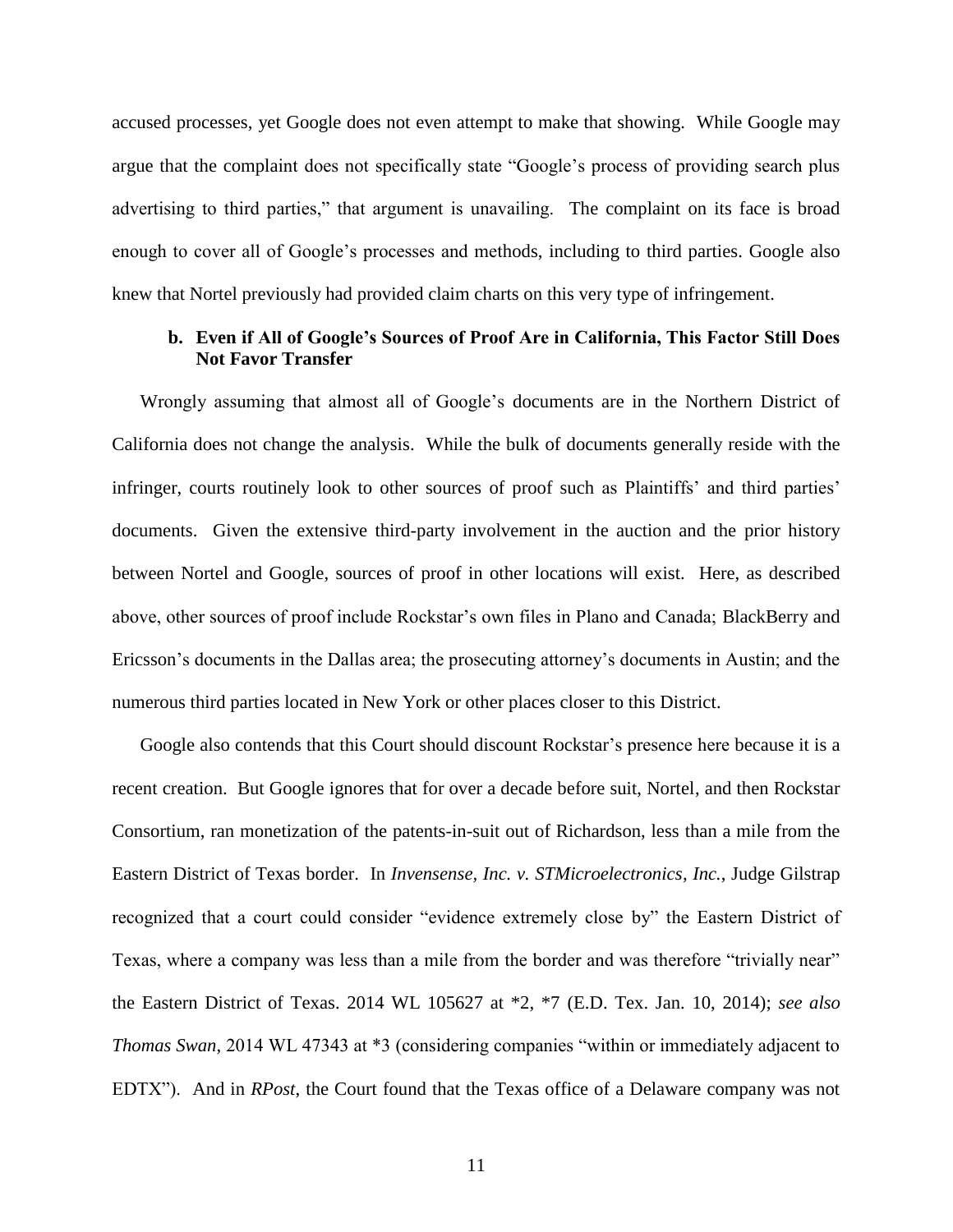accused processes, yet Google does not even attempt to make that showing. While Google may argue that the complaint does not specifically state "Google's process of providing search plus advertising to third parties," that argument is unavailing. The complaint on its face is broad enough to cover all of Google's processes and methods, including to third parties. Google also knew that Nortel previously had provided claim charts on this very type of infringement.

### b. Even if All of Google's Sources of Proof Are in California, This Factor Still Does Not Favor Transfer

Wrongly assuming that almost all of Google's documents are in the Northern District of California does not change the analysis. While the bulk of documents generally reside with the infringer, courts routinely look to other sources of proof such as Plaintiffs' and third parties' documents. Given the extensive third-party involvement in the auction and the prior history between Nortel and Google, sources of proof in other locations will exist. Here, as described above, other sources of proof include Rockstar's own files in Plano and Canada; BlackBerry and Ericsson's documents in the Dallas area; the prosecuting attorney's documents in Austin; and the numerous third parties located in New York or other places closer to this District.

Google also contends that this Court should discount Rockstar's presence here because it is a recent creation. But Google ignores that for over a decade before suit, Nortel, and then Rockstar Consortium, ran monetization of the patents-in-suit out of Richardson, less than a mile from the Eastern District of Texas border. In *Invensense, Inc. v. STMicroelectronics, Inc.*, Judge Gilstrap recognized that a court could consider "evidence extremely close by" the Eastern District of Texas, where a company was less than a mile from the border and was therefore "trivially near" the Eastern District of Texas. 2014 WL 105627 at *2, *7 (E.D. Tex. Jan. 10, 2014); *see also Thomas Swan*, 2014 WL 47343 at *3 (considering companies "within or immediately adjacent to EDTX"). And in *RPost*, the Court found that the Texas office of a Delaware company was not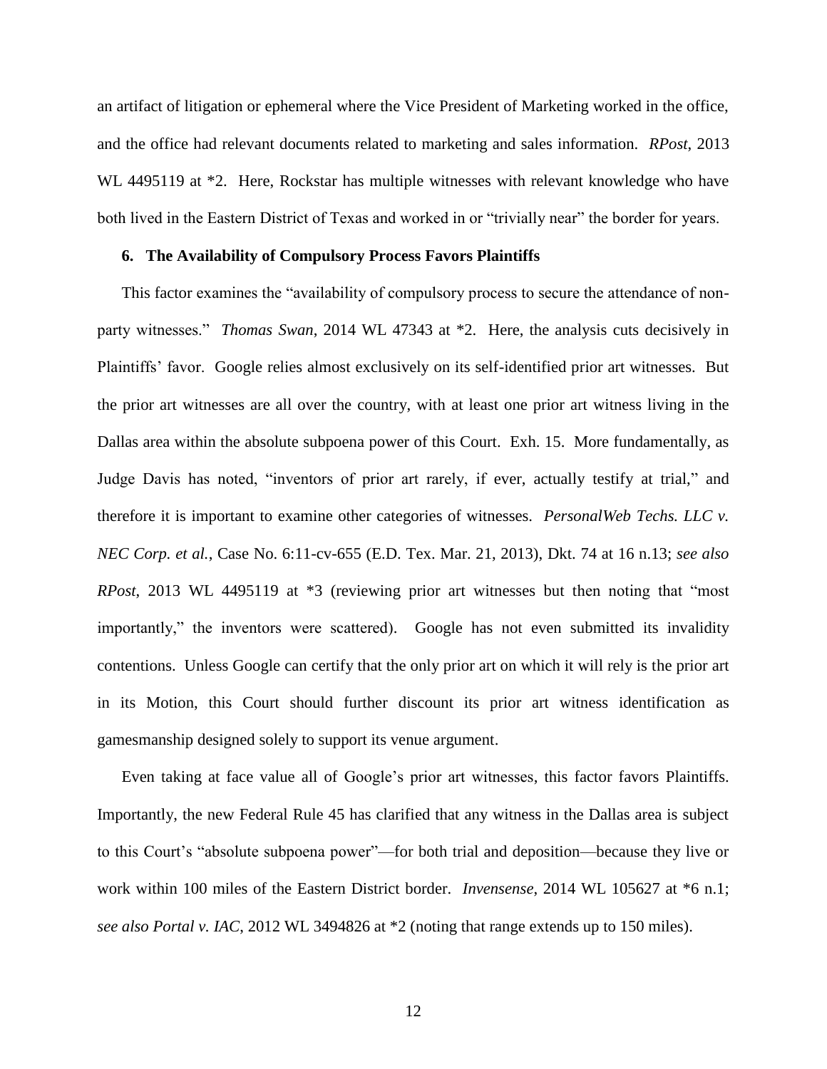an artifact of litigation or ephemeral where the Vice President of Marketing worked in the office, and the office had relevant documents related to marketing and sales information. *RPost*, 2013 WL 4495119 at *2. Here, Rockstar has multiple witnesses with relevant knowledge who have both lived in the Eastern District of Texas and worked in or "trivially near" the border for years.

### 6. The Availability of Compulsory Process Favors Plaintiffs

This factor examines the "availability of compulsory process to secure the attendance of non-party witnesses." *Thomas Swan*, 2014 WL 47343 at *2. Here, the analysis cuts decisively in Plaintiffs' favor. Google relies almost exclusively on its self-identified prior art witnesses. But the prior art witnesses are all over the country, with at least one prior art witness living in the Dallas area within the absolute subpoena power of this Court. Exh. 15. More fundamentally, as Judge Davis has noted, "inventors of prior art rarely, if ever, actually testify at trial," and therefore it is important to examine other categories of witnesses. *PersonalWeb Techs. LLC v. NEC Corp. et al.*, Case No. 6:11-cv-655 (E.D. Tex. Mar. 21, 2013), Dkt. 74 at 16 n.13; *see also RPost*, 2013 WL 4495119 at *3 (reviewing prior art witnesses but then noting that "most importantly," the inventors were scattered). Google has not even submitted its invalidity contentions. Unless Google can certify that the only prior art on which it will rely is the prior art in its Motion, this Court should further discount its prior art witness identification as gamesmanship designed solely to support its venue argument.

Even taking at face value all of Google's prior art witnesses, this factor favors Plaintiffs. Importantly, the new Federal Rule 45 has clarified that any witness in the Dallas area is subject to this Court's "absolute subpoena power"—for both trial and deposition—because they live or work within 100 miles of the Eastern District border. *Invensense*, 2014 WL 105627 at *6 n.1; *see also Portal v. IAC*, 2012 WL 3494826 at *2 (noting that range extends up to 150 miles).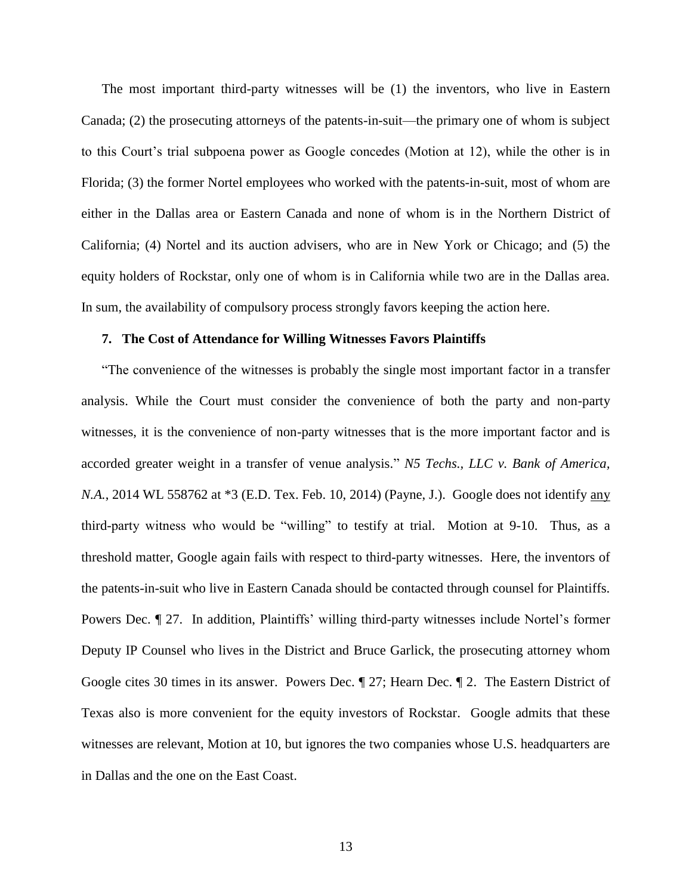The most important third-party witnesses will be (1) the inventors, who live in Eastern Canada; (2) the prosecuting attorneys of the patents-in-suit—the primary one of whom is subject to this Court's trial subpoena power as Google concedes (Motion at 12), while the other is in Florida; (3) the former Nortel employees who worked with the patents-in-suit, most of whom are either in the Dallas area or Eastern Canada and none of whom is in the Northern District of California; (4) Nortel and its auction advisers, who are in New York or Chicago; and (5) the equity holders of Rockstar, only one of whom is in California while two are in the Dallas area. In sum, the availability of compulsory process strongly favors keeping the action here.

### 7. The Cost of Attendance for Willing Witnesses Favors Plaintiffs

"The convenience of the witnesses is probably the single most important factor in a transfer analysis. While the Court must consider the convenience of both the party and non-party witnesses, it is the convenience of non-party witnesses that is the more important factor and is accorded greater weight in a transfer of venue analysis." *N5 Techs., LLC v. Bank of America, N.A.*, 2014 WL 558762 at *3 (E.D. Tex. Feb. 10, 2014) (Payne, J.). Google does not identify <u>any</u> third-party witness who would be "willing" to testify at trial. Motion at 9-10. Thus, as a threshold matter, Google again fails with respect to third-party witnesses. Here, the inventors of the patents-in-suit who live in Eastern Canada should be contacted through counsel for Plaintiffs. Powers Dec. ¶ 27. In addition, Plaintiffs' willing third-party witnesses include Nortel's former Deputy IP Counsel who lives in the District and Bruce Garlick, the prosecuting attorney whom Google cites 30 times in its answer. Powers Dec. ¶ 27; Hearn Dec. ¶ 2. The Eastern District of Texas also is more convenient for the equity investors of Rockstar. Google admits that these witnesses are relevant, Motion at 10, but ignores the two companies whose U.S. headquarters are in Dallas and the one on the East Coast.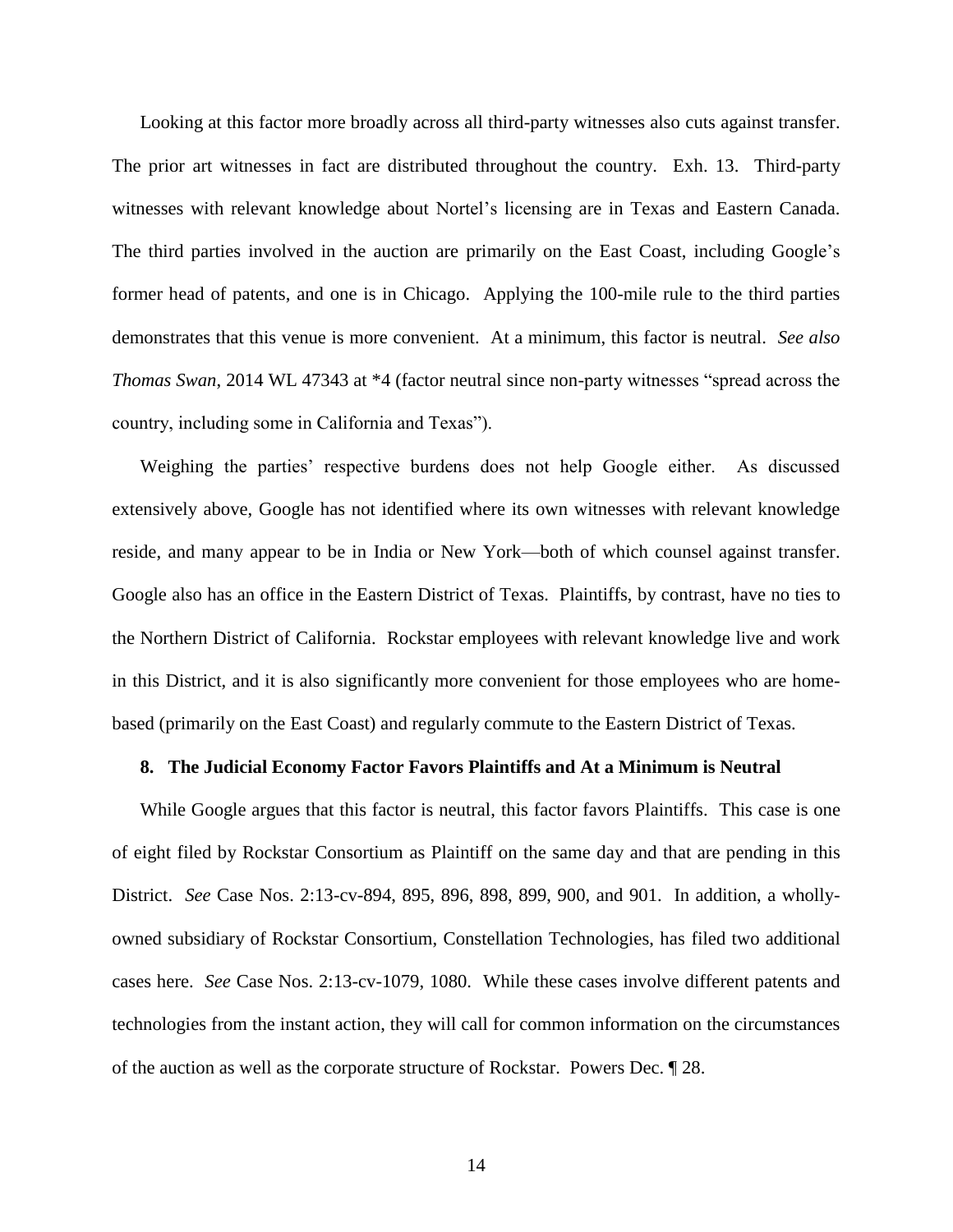Looking at this factor more broadly across all third-party witnesses also cuts against transfer. The prior art witnesses in fact are distributed throughout the country. Exh. 13. Third-party witnesses with relevant knowledge about Nortel's licensing are in Texas and Eastern Canada. The third parties involved in the auction are primarily on the East Coast, including Google's former head of patents, and one is in Chicago. Applying the 100-mile rule to the third parties demonstrates that this venue is more convenient. At a minimum, this factor is neutral. *See also Thomas Swan*, 2014 WL 47343 at *4 (factor neutral since non-party witnesses "spread across the country, including some in California and Texas").

Weighing the parties' respective burdens does not help Google either. As discussed extensively above, Google has not identified where its own witnesses with relevant knowledge reside, and many appear to be in India or New York—both of which counsel against transfer. Google also has an office in the Eastern District of Texas. Plaintiffs, by contrast, have no ties to the Northern District of California. Rockstar employees with relevant knowledge live and work in this District, and it is also significantly more convenient for those employees who are home-based (primarily on the East Coast) and regularly commute to the Eastern District of Texas.

### 8. The Judicial Economy Factor Favors Plaintiffs and At a Minimum is Neutral

While Google argues that this factor is neutral, this factor favors Plaintiffs. This case is one of eight filed by Rockstar Consortium as Plaintiff on the same day and that are pending in this District. *See* Case Nos. 2:13-cv-894, 895, 896, 898, 899, 900, and 901. In addition, a wholly-owned subsidiary of Rockstar Consortium, Constellation Technologies, has filed two additional cases here. *See* Case Nos. 2:13-cv-1079, 1080. While these cases involve different patents and technologies from the instant action, they will call for common information on the circumstances of the auction as well as the corporate structure of Rockstar. Powers Dec. ¶ 28.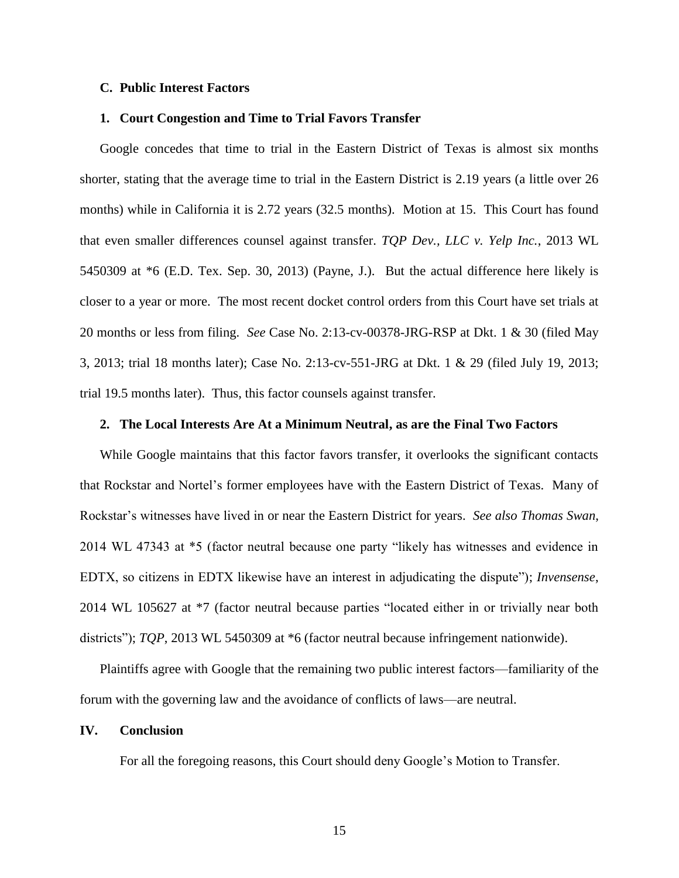### C. Public Interest Factors

#### 1. Court Congestion and Time to Trial Favors Transfer

Google concedes that time to trial in the Eastern District of Texas is almost six months shorter, stating that the average time to trial in the Eastern District is 2.19 years (a little over 26 months) while in California it is 2.72 years (32.5 months). Motion at 15. This Court has found that even smaller differences counsel against transfer. *TQP Dev., LLC v. Yelp Inc.*, 2013 WL 5450309 at *6 (E.D. Tex. Sep. 30, 2013) (Payne, J.). But the actual difference here likely is closer to a year or more. The most recent docket control orders from this Court have set trials at 20 months or less from filing. *See* Case No. 2:13-cv-00378-JRG-RSP at Dkt. 1 & 30 (filed May 3, 2013; trial 18 months later); Case No. 2:13-cv-551-JRG at Dkt. 1 & 29 (filed July 19, 2013; trial 19.5 months later). Thus, this factor counsels against transfer.

#### 2. The Local Interests Are At a Minimum Neutral, as are the Final Two Factors

While Google maintains that this factor favors transfer, it overlooks the significant contacts that Rockstar and Nortel's former employees have with the Eastern District of Texas. Many of Rockstar's witnesses have lived in or near the Eastern District for years. *See also Thomas Swan*, 2014 WL 47343 at *5 (factor neutral because one party "likely has witnesses and evidence in EDTX, so citizens in EDTX likewise have an interest in adjudicating the dispute"); *Invensense*, 2014 WL 105627 at *7 (factor neutral because parties "located either in or trivially near both districts"); *TQP*, 2013 WL 5450309 at *6 (factor neutral because infringement nationwide).

Plaintiffs agree with Google that the remaining two public interest factors—familiarity of the forum with the governing law and the avoidance of conflicts of laws—are neutral.

## IV. Conclusion

For all the foregoing reasons, this Court should deny Google's Motion to Transfer.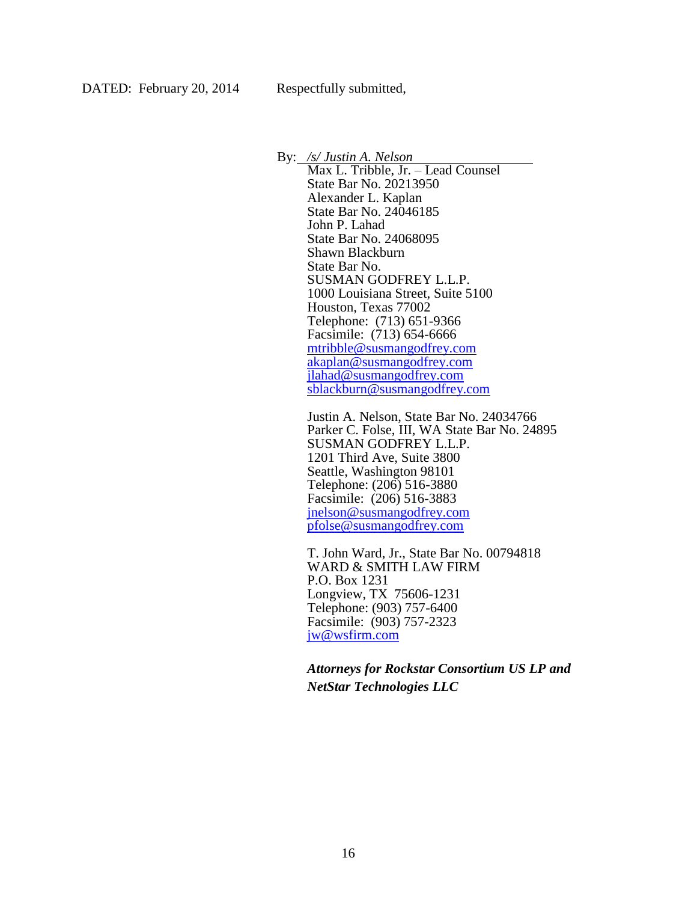DATED: February 20, 2014 Respectfully submitted,

By: */s/ Justin A. Nelson*
Max L. Tribble, Jr. – Lead Counsel
State Bar No. 20213950
Alexander L. Kaplan
State Bar No. 24046185
John P. Lahad
State Bar No. 24068095
Shawn Blackburn
State Bar No.
SUSMAN GODFREY L.L.P.
1000 Louisiana Street, Suite 5100
Houston, Texas 77002
Telephone: (713) 651-9366
Facsimile: (713) 654-6666
mtribble@susmangodfrey.com
akaplan@susmangodfrey.com
jlahad@susmangodfrey.com
sblackburn@susmangodfrey.com

Justin A. Nelson, State Bar No. 24034766
Parker C. Folse, III, WA State Bar No. 24895
SUSMAN GODFREY L.L.P.
1201 Third Ave, Suite 3800
Seattle, Washington 98101
Telephone: (206) 516-3880
Facsimile: (206) 516-3883
jnelson@susmangodfrey.com
pfolse@susmangodfrey.com

T. John Ward, Jr., State Bar No. 00794818
WARD & SMITH LAW FIRM
P.O. Box 1231
Longview, TX 75606-1231
Telephone: (903) 757-6400
Facsimile: (903) 757-2323
jw@wsfirm.com

***Attorneys for Rockstar Consortium US LP and NetStar Technologies LLC***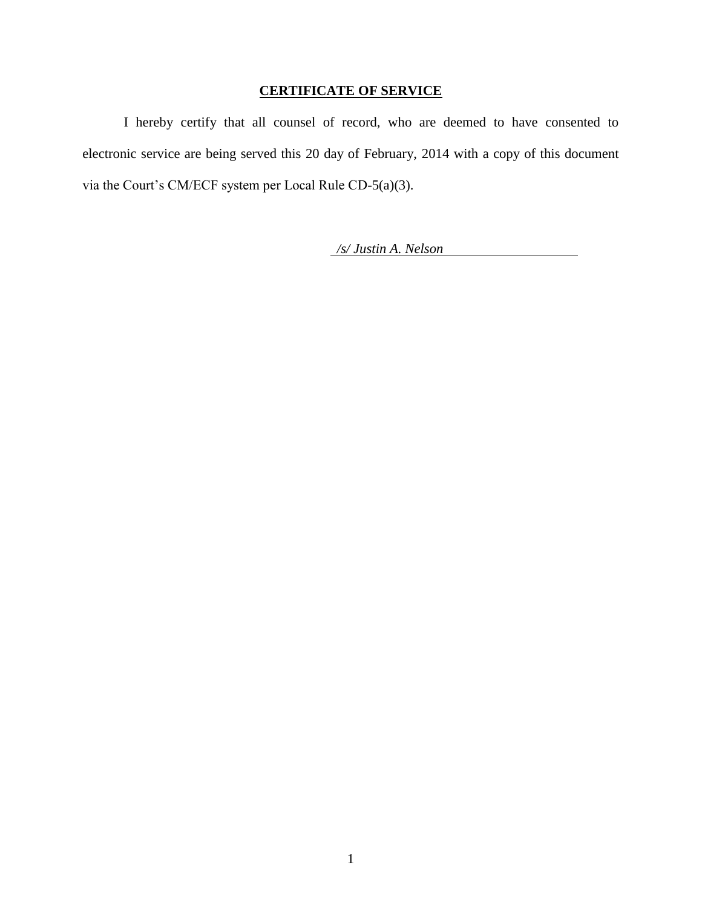## CERTIFICATE OF SERVICE

I hereby certify that all counsel of record, who are deemed to have consented to electronic service are being served this 20 day of February, 2014 with a copy of this document via the Court's CM/ECF system per Local Rule CD-5(a)(3).

*/s/ Justin A. Nelson*